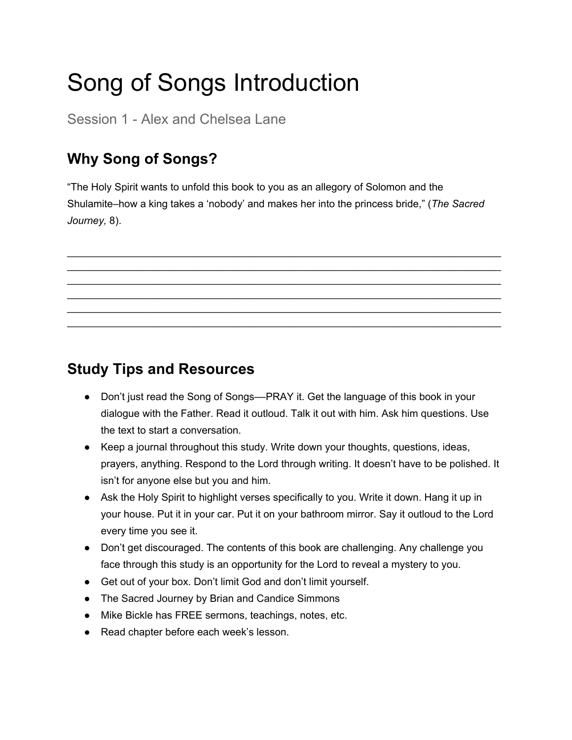# Song of Songs Introduction

Session 1 - Alex and Chelsea Lane

## Why Song of Songs?

"The Holy Spirit wants to unfold this book to you as an allegory of Solomon and the Shulamite–how a king takes a 'nobody' and makes her into the princess bride," (*The Sacred Journey,* 8).

______________________________________________________________________
______________________________________________________________________
______________________________________________________________________
______________________________________________________________________
______________________________________________________________________
______________________________________________________________________

## Study Tips and Resources

- Don't just read the Song of Songs—PRAY it. Get the language of this book in your dialogue with the Father. Read it outloud. Talk it out with him. Ask him questions. Use the text to start a conversation.
- Keep a journal throughout this study. Write down your thoughts, questions, ideas, prayers, anything. Respond to the Lord through writing. It doesn't have to be polished. It isn't for anyone else but you and him.
- Ask the Holy Spirit to highlight verses specifically to you. Write it down. Hang it up in your house. Put it in your car. Put it on your bathroom mirror. Say it outloud to the Lord every time you see it.
- Don't get discouraged. The contents of this book are challenging. Any challenge you face through this study is an opportunity for the Lord to reveal a mystery to you.
- Get out of your box. Don't limit God and don't limit yourself.
- The Sacred Journey by Brian and Candice Simmons
- Mike Bickle has FREE sermons, teachings, notes, etc.
- Read chapter before each week's lesson.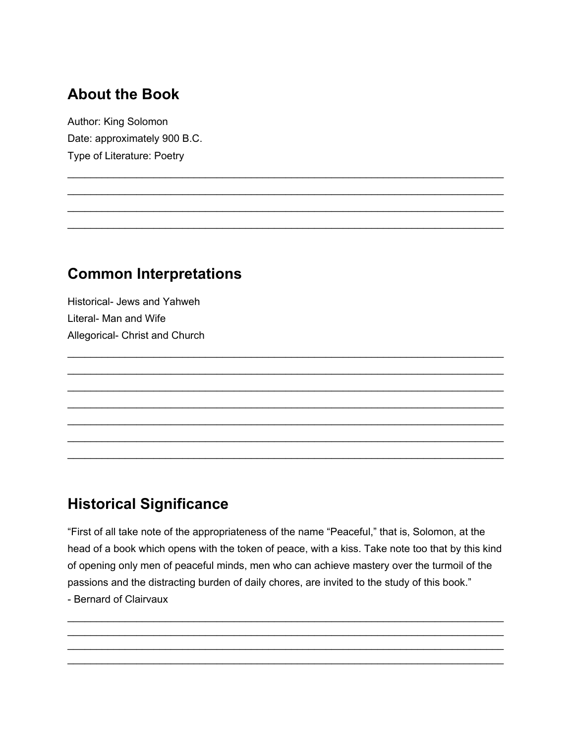## About the Book

Author: King Solomon
Date: approximately 900 B.C.
Type of Literature: Poetry

______________________________________________________________________________
______________________________________________________________________________
______________________________________________________________________________
______________________________________________________________________________

## Common Interpretations

Historical- Jews and Yahweh
Literal- Man and Wife
Allegorical- Christ and Church

______________________________________________________________________________
______________________________________________________________________________
______________________________________________________________________________
______________________________________________________________________________
______________________________________________________________________________
______________________________________________________________________________
______________________________________________________________________________

## Historical Significance

"First of all take note of the appropriateness of the name "Peaceful," that is, Solomon, at the head of a book which opens with the token of peace, with a kiss. Take note too that by this kind of opening only men of peaceful minds, men who can achieve mastery over the turmoil of the passions and the distracting burden of daily chores, are invited to the study of this book."
- Bernard of Clairvaux

______________________________________________________________________________
______________________________________________________________________________
______________________________________________________________________________
______________________________________________________________________________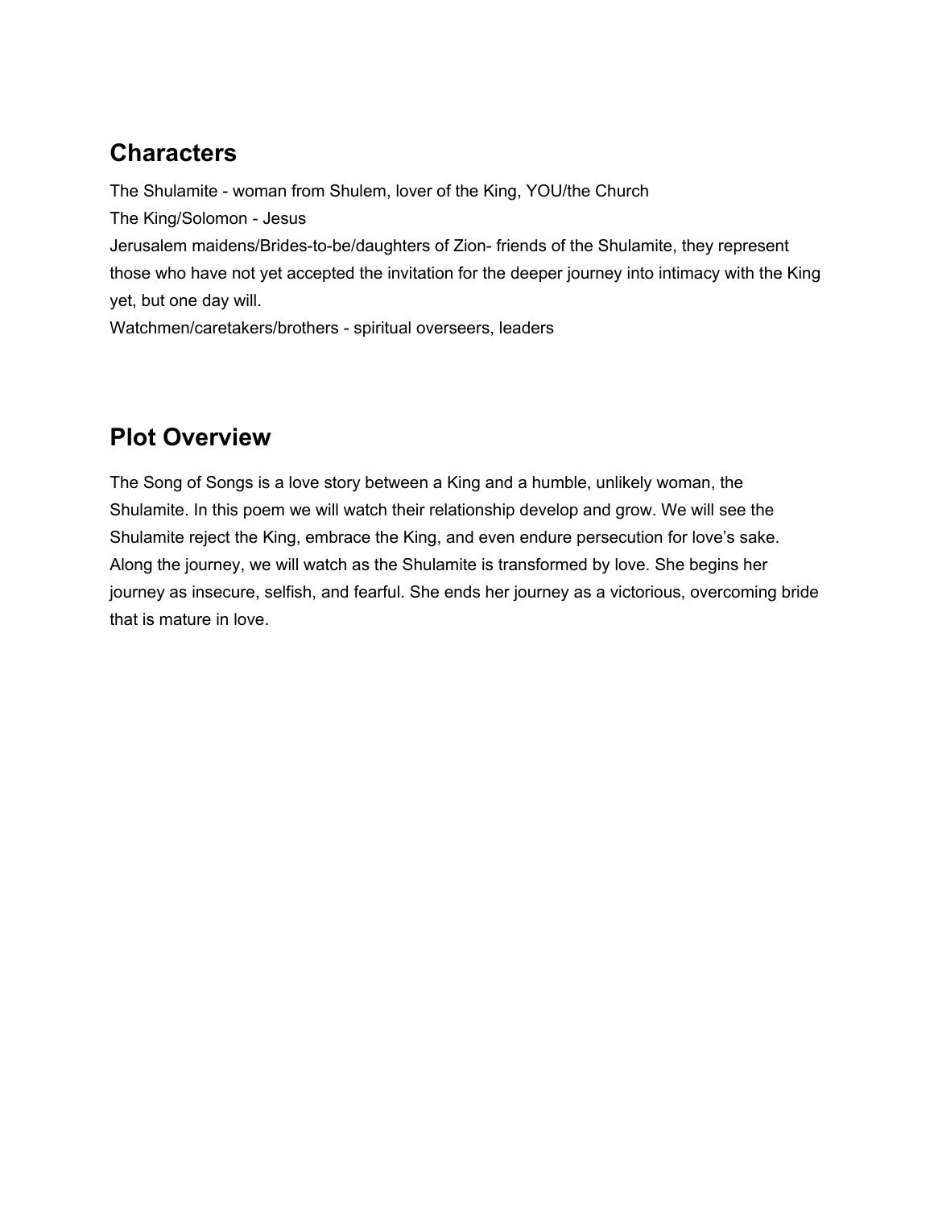## Characters

The Shulamite - woman from Shulem, lover of the King, YOU/the Church
The King/Solomon - Jesus
Jerusalem maidens/Brides-to-be/daughters of Zion- friends of the Shulamite, they represent those who have not yet accepted the invitation for the deeper journey into intimacy with the King yet, but one day will.
Watchmen/caretakers/brothers - spiritual overseers, leaders

## Plot Overview

The Song of Songs is a love story between a King and a humble, unlikely woman, the Shulamite. In this poem we will watch their relationship develop and grow. We will see the Shulamite reject the King, embrace the King, and even endure persecution for love's sake. Along the journey, we will watch as the Shulamite is transformed by love. She begins her journey as insecure, selfish, and fearful. She ends her journey as a victorious, overcoming bride that is mature in love.